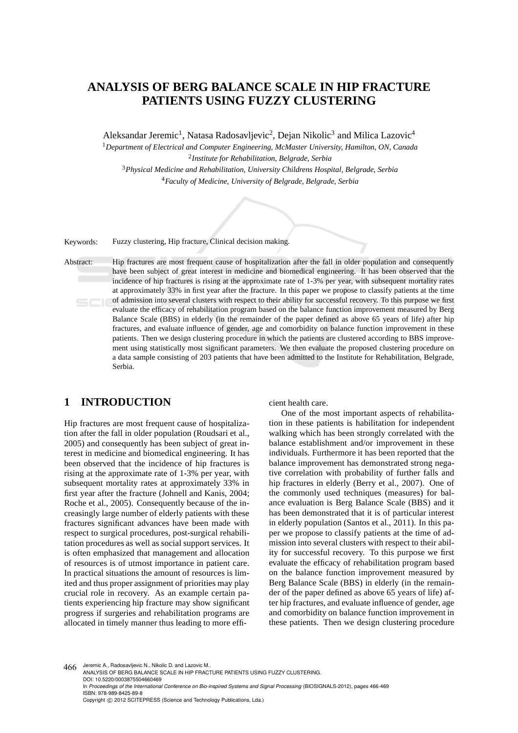# ANALYSIS OF BERG BALANCE SCALE IN HIP FRACTURE PATIENTS USING FUZZY CLUSTERING

Aleksandar Jeremic[1], Natasa Radosavljevic[2], Dejan Nikolic[3] and Milica Lazovic[4]

[1]*Department of Electrical and Computer Engineering, McMaster University, Hamilton, ON, Canada*

[2]*Institute for Rehabilitation, Belgrade, Serbia*

[3]*Physical Medicine and Rehabilitation, University Childrens Hospital, Belgrade, Serbia*

[4]*Faculty of Medicine, University of Belgrade, Belgrade, Serbia*

Keywords: Fuzzy clustering, Hip fracture, Clinical decision making.

Abstract: Hip fractures are most frequent cause of hospitalization after the fall in older population and consequently have been subject of great interest in medicine and biomedical engineering. It has been observed that the incidence of hip fractures is rising at the approximate rate of 1-3% per year, with subsequent mortality rates at approximately 33% in first year after the fracture. In this paper we propose to classify patients at the time of admission into several clusters with respect to their ability for successful recovery. To this purpose we first evaluate the efficacy of rehabilitation program based on the balance function improvement measured by Berg Balance Scale (BBS) in elderly (in the remainder of the paper defined as above 65 years of life) after hip fractures, and evaluate influence of gender, age and comorbidity on balance function improvement in these patients. Then we design clustering procedure in which the patients are clustered according to BBS improvement using statistically most significant parameters. We then evaluate the proposed clustering procedure on a data sample consisting of 203 patients that have been admitted to the Institute for Rehabilitation, Belgrade, Serbia.

## 1 INTRODUCTION

Hip fractures are most frequent cause of hospitalization after the fall in older population (Roudsari et al., 2005) and consequently has been subject of great interest in medicine and biomedical engineering. It has been observed that the incidence of hip fractures is rising at the approximate rate of 1-3% per year, with subsequent mortality rates at approximately 33% in first year after the fracture (Johnell and Kanis, 2004; Roche et al., 2005). Consequently because of the increasingly large number of elderly patients with these fractures significant advances have been made with respect to surgical procedures, post-surgical rehabilitation procedures as well as social support services. It is often emphasized that management and allocation of resources is of utmost importance in patient care. In practical situations the amount of resources is limited and thus proper assignment of priorities may play crucial role in recovery. As an example certain patients experiencing hip fracture may show significant progress if surgeries and rehabilitation programs are allocated in timely manner thus leading to more efficient health care.

One of the most important aspects of rehabilitation in these patients is habilitation for independent walking which has been strongly correlated with the balance establishment and/or improvement in these individuals. Furthermore it has been reported that the balance improvement has demonstrated strong negative correlation with probability of further falls and hip fractures in elderly (Berry et al., 2007). One of the commonly used techniques (measures) for balance evaluation is Berg Balance Scale (BBS) and it has been demonstrated that it is of particular interest in elderly population (Santos et al., 2011). In this paper we propose to classify patients at the time of admission into several clusters with respect to their ability for successful recovery. To this purpose we first evaluate the efficacy of rehabilitation program based on the balance function improvement measured by Berg Balance Scale (BBS) in elderly (in the remainder of the paper defined as above 65 years of life) after hip fractures, and evaluate influence of gender, age and comorbidity on balance function improvement in these patients. Then we design clustering procedure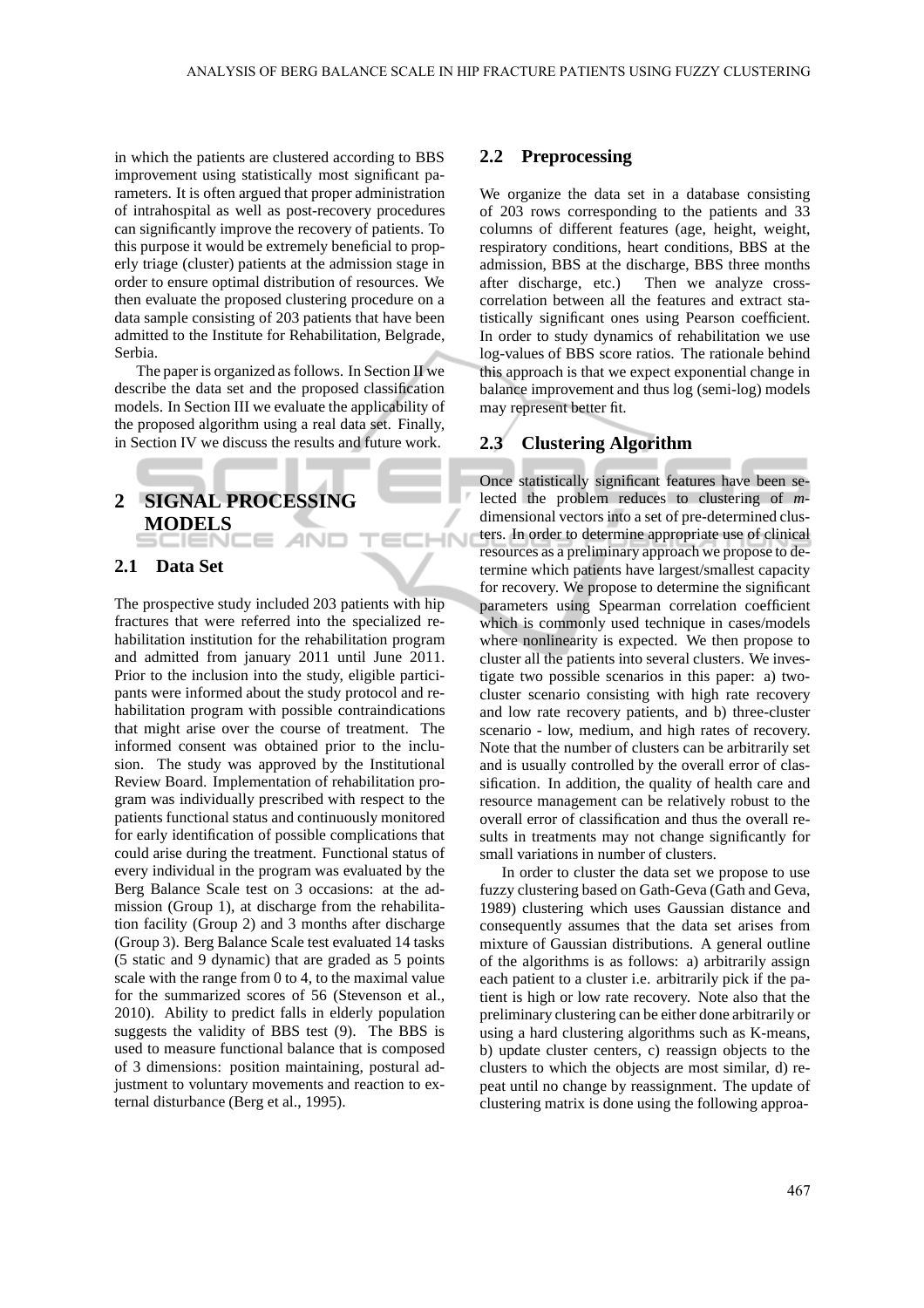in which the patients are clustered according to BBS improvement using statistically most significant parameters. It is often argued that proper administration of intrahospital as well as post-recovery procedures can significantly improve the recovery of patients. To this purpose it would be extremely beneficial to properly triage (cluster) patients at the admission stage in order to ensure optimal distribution of resources. We then evaluate the proposed clustering procedure on a data sample consisting of 203 patients that have been admitted to the Institute for Rehabilitation, Belgrade, Serbia.

The paper is organized as follows. In Section II we describe the data set and the proposed classification models. In Section III we evaluate the applicability of the proposed algorithm using a real data set. Finally, in Section IV we discuss the results and future work.

## 2 SIGNAL PROCESSING MODELS

### 2.1 Data Set

The prospective study included 203 patients with hip fractures that were referred into the specialized rehabilitation institution for the rehabilitation program and admitted from january 2011 until June 2011. Prior to the inclusion into the study, eligible participants were informed about the study protocol and rehabilitation program with possible contraindications that might arise over the course of treatment. The informed consent was obtained prior to the inclusion. The study was approved by the Institutional Review Board. Implementation of rehabilitation program was individually prescribed with respect to the patients functional status and continuously monitored for early identification of possible complications that could arise during the treatment. Functional status of every individual in the program was evaluated by the Berg Balance Scale test on 3 occasions: at the admission (Group 1), at discharge from the rehabilitation facility (Group 2) and 3 months after discharge (Group 3). Berg Balance Scale test evaluated 14 tasks (5 static and 9 dynamic) that are graded as 5 points scale with the range from 0 to 4, to the maximal value for the summarized scores of 56 (Stevenson et al., 2010). Ability to predict falls in elderly population suggests the validity of BBS test (9). The BBS is used to measure functional balance that is composed of 3 dimensions: position maintaining, postural adjustment to voluntary movements and reaction to external disturbance (Berg et al., 1995).

### 2.2 Preprocessing

We organize the data set in a database consisting of 203 rows corresponding to the patients and 33 columns of different features (age, height, weight, respiratory conditions, heart conditions, BBS at the admission, BBS at the discharge, BBS three months after discharge, etc.) Then we analyze cross-correlation between all the features and extract statistically significant ones using Pearson coefficient. In order to study dynamics of rehabilitation we use log-values of BBS score ratios. The rationale behind this approach is that we expect exponential change in balance improvement and thus log (semi-log) models may represent better fit.

### 2.3 Clustering Algorithm

Once statistically significant features have been selected the problem reduces to clustering of $m$-dimensional vectors into a set of pre-determined clusters. In order to determine appropriate use of clinical resources as a preliminary approach we propose to determine which patients have largest/smallest capacity for recovery. We propose to determine the significant parameters using Spearman correlation coefficient which is commonly used technique in cases/models where nonlinearity is expected. We then propose to cluster all the patients into several clusters. We investigate two possible scenarios in this paper: a) two-cluster scenario consisting with high rate recovery and low rate recovery patients, and b) three-cluster scenario - low, medium, and high rates of recovery. Note that the number of clusters can be arbitrarily set and is usually controlled by the overall error of classification. In addition, the quality of health care and resource management can be relatively robust to the overall error of classification and thus the overall results in treatments may not change significantly for small variations in number of clusters.

In order to cluster the data set we propose to use fuzzy clustering based on Gath-Geva (Gath and Geva, 1989) clustering which uses Gaussian distance and consequently assumes that the data set arises from mixture of Gaussian distributions. A general outline of the algorithms is as follows: a) arbitrarily assign each patient to a cluster i.e. arbitrarily pick if the patient is high or low rate recovery. Note also that the preliminary clustering can be either done arbitrarily or using a hard clustering algorithms such as K-means, b) update cluster centers, c) reassign objects to the clusters to which the objects are most similar, d) repeat until no change by reassignment. The update of clustering matrix is done using the following approa-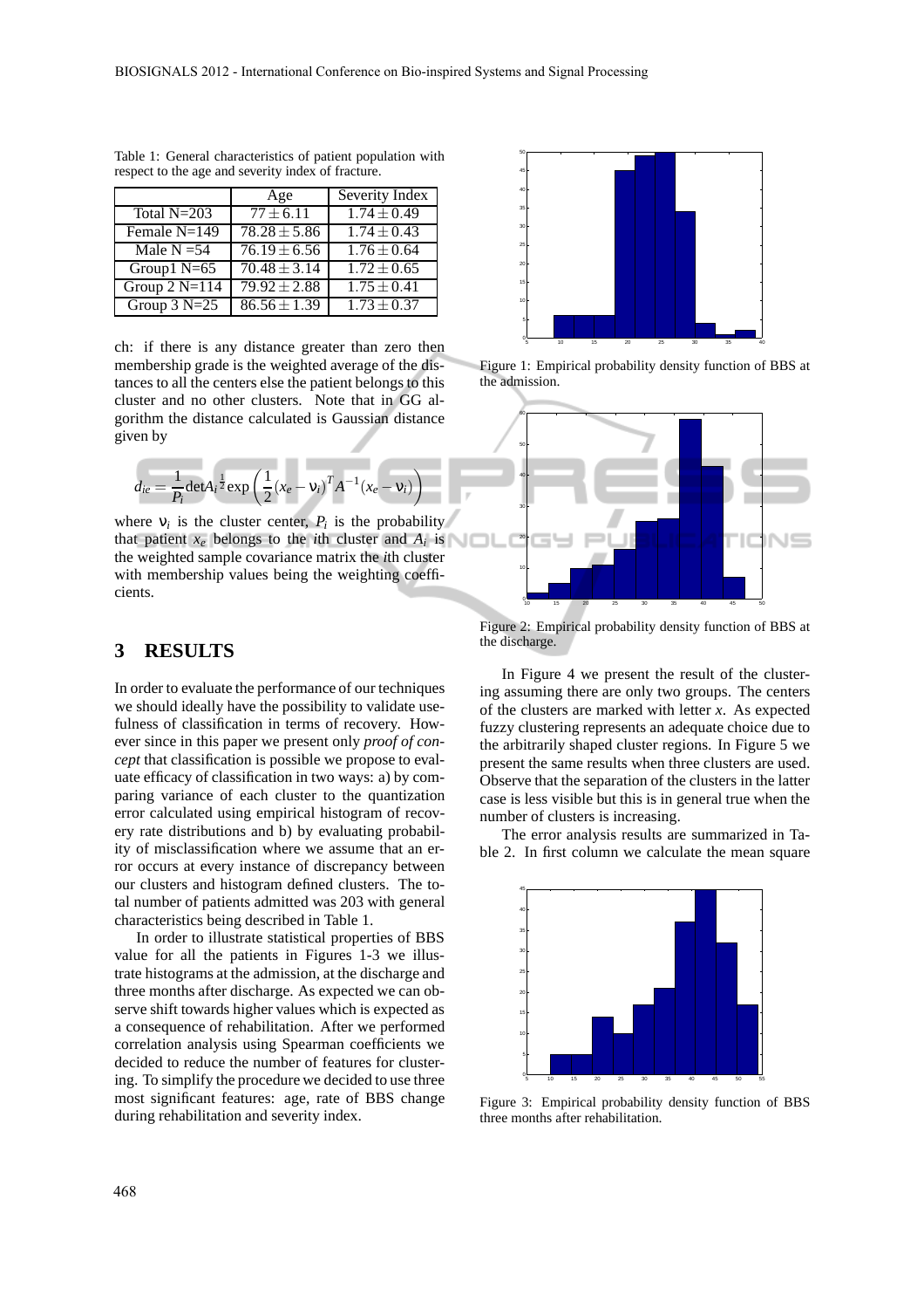Table 1: General characteristics of patient population with respect to the age and severity index of fracture.

| | Age | Severity Index |
|---|---|---|
| Total N=203 | $77 \pm 6.11$ | $1.74 \pm 0.49$ |
| Female N=149 | $78.28 \pm 5.86$ | $1.74 \pm 0.43$ |
| Male N =54 | $76.19 \pm 6.56$ | $1.76 \pm 0.64$ |
| Group1 N=65 | $70.48 \pm 3.14$ | $1.72 \pm 0.65$ |
| Group 2 N=114 | $79.92 \pm 2.88$ | $1.75 \pm 0.41$ |
| Group 3 N=25 | $86.56 \pm 1.39$ | $1.73 \pm 0.37$ |

ch: if there is any distance greater than zero then membership grade is the weighted average of the distances to all the centers else the patient belongs to this cluster and no other clusters. Note that in GG algorithm the distance calculated is Gaussian distance given by

$$d_{ie} = \frac{1}{P_i} \det A_i^{\frac{1}{2}} \exp\left(\frac{1}{2}(x_e - \nu_i)^T A^{-1}(x_e - \nu_i)\right)$$

where $\nu_i$ is the cluster center, $P_i$ is the probability that patient $x_e$ belongs to the $i$th cluster and $A_i$ is the weighted sample covariance matrix the $i$th cluster with membership values being the weighting coefficients.

## 3 RESULTS

In order to evaluate the performance of our techniques we should ideally have the possibility to validate usefulness of classification in terms of recovery. However since in this paper we present only *proof of concept* that classification is possible we propose to evaluate efficacy of classification in two ways: a) by comparing variance of each cluster to the quantization error calculated using empirical histogram of recovery rate distributions and b) by evaluating probability of misclassification where we assume that an error occurs at every instance of discrepancy between our clusters and histogram defined clusters. The total number of patients admitted was 203 with general characteristics being described in Table 1.

In order to illustrate statistical properties of BBS value for all the patients in Figures 1-3 we illustrate histograms at the admission, at the discharge and three months after discharge. As expected we can observe shift towards higher values which is expected as a consequence of rehabilitation. After we performed correlation analysis using Spearman coefficients we decided to reduce the number of features for clustering. To simplify the procedure we decided to use three most significant features: age, rate of BBS change during rehabilitation and severity index.

Figure 1: Empirical probability density function of BBS at the admission.

Figure 2: Empirical probability density function of BBS at the discharge.

In Figure 4 we present the result of the clustering assuming there are only two groups. The centers of the clusters are marked with letter *x*. As expected fuzzy clustering represents an adequate choice due to the arbitrarily shaped cluster regions. In Figure 5 we present the same results when three clusters are used. Observe that the separation of the clusters in the latter case is less visible but this is in general true when the number of clusters is increasing.

The error analysis results are summarized in Table 2. In first column we calculate the mean square

Figure 3: Empirical probability density function of BBS three months after rehabilitation.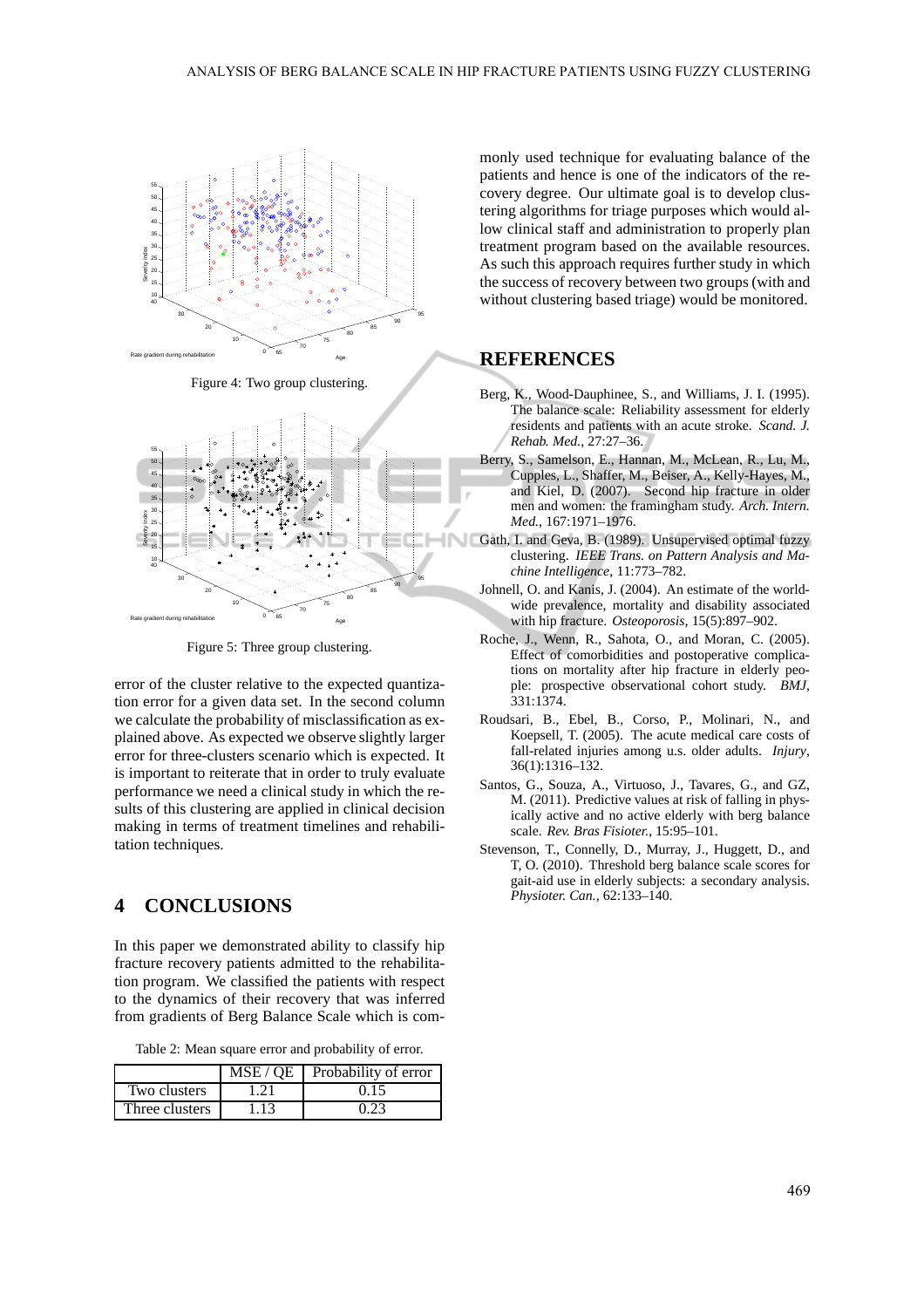55
50
45
40
35
30
25
20
15
10
Severity index
40
30
20
10
0
Rate gradient during rehabilitation
65
70
75
80
85
90
95
Age

Figure 4: Two group clustering.

55
50
45
40
35
30
25
20
15
10
Severity index
40
30
20
10
0
Rate gradient during rehabilitation
65
70
75
80
85
90
95
Age

Figure 5: Three group clustering.

error of the cluster relative to the expected quantization error for a given data set. In the second column we calculate the probability of misclassification as explained above. As expected we observe slightly larger error for three-clusters scenario which is expected. It is important to reiterate that in order to truly evaluate performance we need a clinical study in which the results of this clustering are applied in clinical decision making in terms of treatment timelines and rehabilitation techniques.

## 4 CONCLUSIONS

In this paper we demonstrated ability to classify hip fracture recovery patients admitted to the rehabilitation program. We classified the patients with respect to the dynamics of their recovery that was inferred from gradients of Berg Balance Scale which is commonly used technique for evaluating balance of the patients and hence is one of the indicators of the recovery degree. Our ultimate goal is to develop clustering algorithms for triage purposes which would allow clinical staff and administration to properly plan treatment program based on the available resources. As such this approach requires further study in which the success of recovery between two groups (with and without clustering based triage) would be monitored.

Table 2: Mean square error and probability of error.

| | MSE / QE | Probability of error |
|---|---|---|
| Two clusters | 1.21 | 0.15 |
| Three clusters | 1.13 | 0.23 |

## REFERENCES

Berg, K., Wood-Dauphinee, S., and Williams, J. I. (1995). The balance scale: Reliability assessment for elderly residents and patients with an acute stroke. *Scand. J. Rehab. Med.*, 27:27–36.

Berry, S., Samelson, E., Hannan, M., McLean, R., Lu, M., Cupples, L., Shaffer, M., Beiser, A., Kelly-Hayes, M., and Kiel, D. (2007). Second hip fracture in older men and women: the framingham study. *Arch. Intern. Med.*, 167:1971–1976.

Gath, I. and Geva, B. (1989). Unsupervised optimal fuzzy clustering. *IEEE Trans. on Pattern Analysis and Machine Intelligence*, 11:773–782.

Johnell, O. and Kanis, J. (2004). An estimate of the worldwide prevalence, mortality and disability associated with hip fracture. *Osteoporosis*, 15(5):897–902.

Roche, J., Wenn, R., Sahota, O., and Moran, C. (2005). Effect of comorbidities and postoperative complications on mortality after hip fracture in elderly people: prospective observational cohort study. *BMJ*, 331:1374.

Roudsari, B., Ebel, B., Corso, P., Molinari, N., and Koepsell, T. (2005). The acute medical care costs of fall-related injuries among u.s. older adults. *Injury*, 36(1):1316–132.

Santos, G., Souza, A., Virtuoso, J., Tavares, G., and GZ, M. (2011). Predictive values at risk of falling in physically active and no active elderly with berg balance scale. *Rev. Bras Fisioter.*, 15:95–101.

Stevenson, T., Connelly, D., Murray, J., Huggett, D., and T, O. (2010). Threshold berg balance scale scores for gait-aid use in elderly subjects: a secondary analysis. *Physioter. Can.*, 62:133–140.